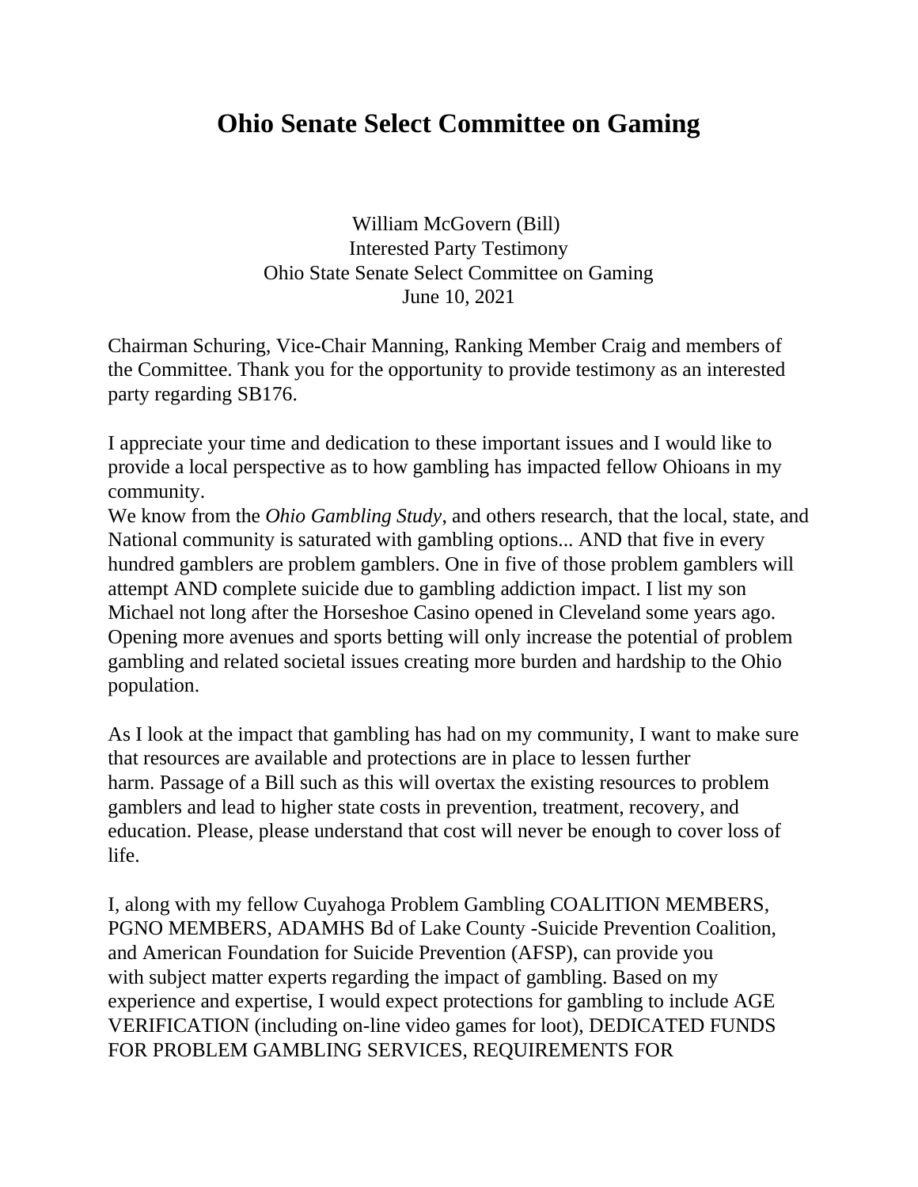# Ohio Senate Select Committee on Gaming

William McGovern (Bill)
Interested Party Testimony
Ohio State Senate Select Committee on Gaming
June 10, 2021

Chairman Schuring, Vice-Chair Manning, Ranking Member Craig and members of the Committee. Thank you for the opportunity to provide testimony as an interested party regarding SB176.

I appreciate your time and dedication to these important issues and I would like to provide a local perspective as to how gambling has impacted fellow Ohioans in my community.
We know from the *Ohio Gambling Study*, and others research, that the local, state, and National community is saturated with gambling options... AND that five in every hundred gamblers are problem gamblers. One in five of those problem gamblers will attempt AND complete suicide due to gambling addiction impact. I list my son Michael not long after the Horseshoe Casino opened in Cleveland some years ago. Opening more avenues and sports betting will only increase the potential of problem gambling and related societal issues creating more burden and hardship to the Ohio population.

As I look at the impact that gambling has had on my community, I want to make sure that resources are available and protections are in place to lessen further harm. Passage of a Bill such as this will overtax the existing resources to problem gamblers and lead to higher state costs in prevention, treatment, recovery, and education. Please, please understand that cost will never be enough to cover loss of life.

I, along with my fellow Cuyahoga Problem Gambling COALITION MEMBERS, PGNO MEMBERS, ADAMHS Bd of Lake County -Suicide Prevention Coalition, and American Foundation for Suicide Prevention (AFSP), can provide you with subject matter experts regarding the impact of gambling. Based on my experience and expertise, I would expect protections for gambling to include AGE VERIFICATION (including on-line video games for loot), DEDICATED FUNDS FOR PROBLEM GAMBLING SERVICES, REQUIREMENTS FOR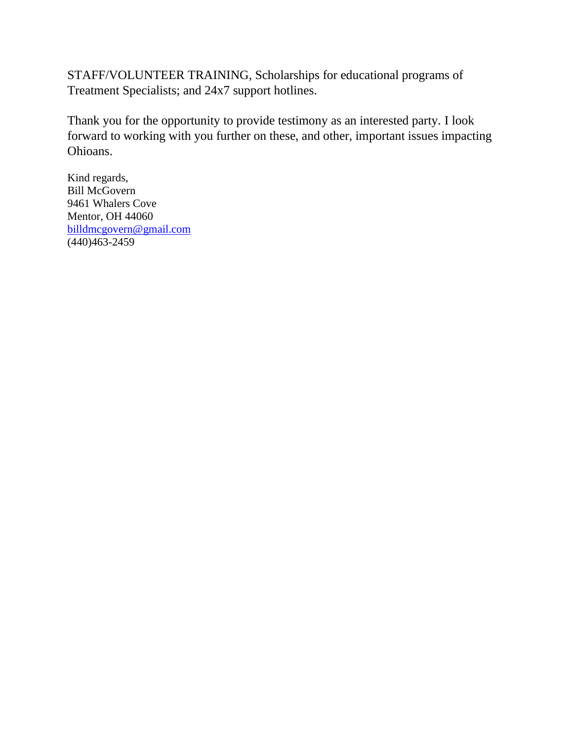STAFF/VOLUNTEER TRAINING, Scholarships for educational programs of Treatment Specialists; and 24x7 support hotlines.

Thank you for the opportunity to provide testimony as an interested party. I look forward to working with you further on these, and other, important issues impacting Ohioans.

Kind regards,
Bill McGovern
9461 Whalers Cove
Mentor, OH 44060
billdmcgovern@gmail.com
(440)463-2459